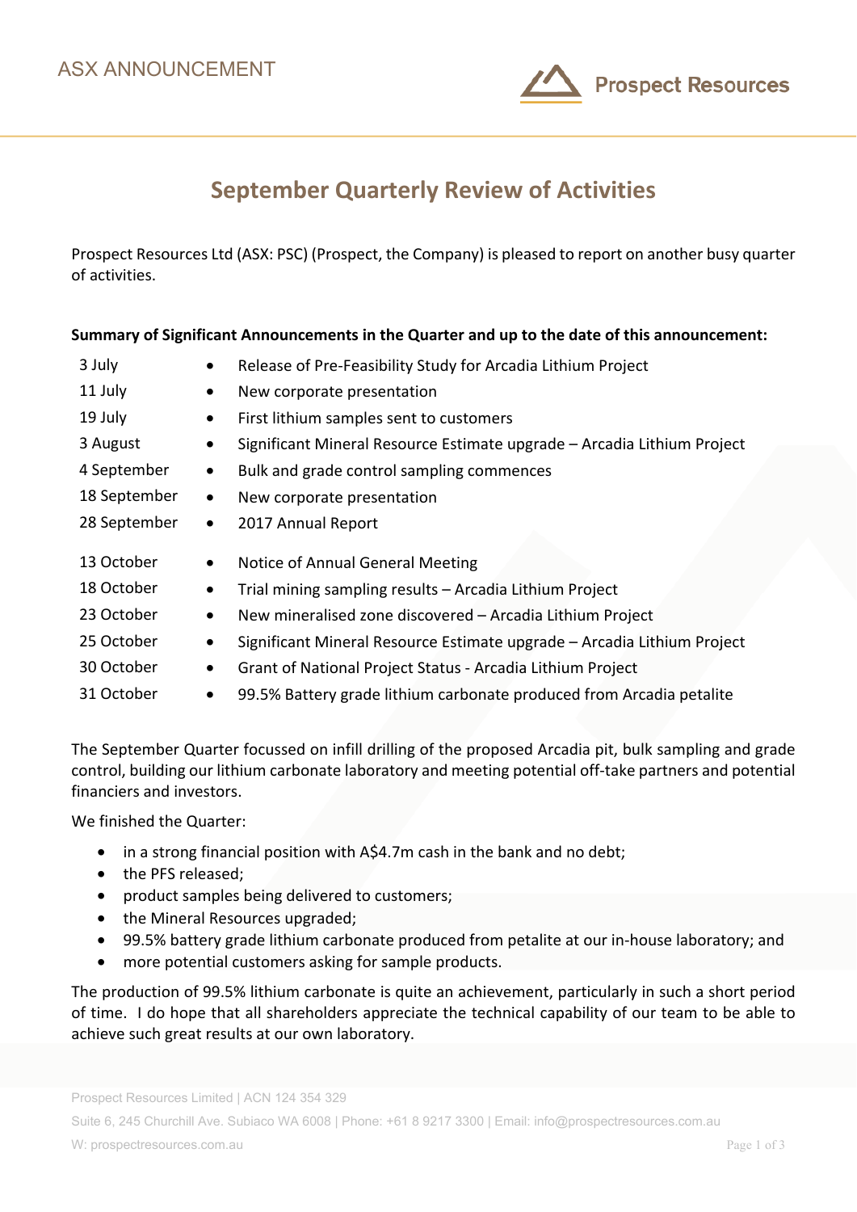ASX ANNOUNCEMENT

Prospect Resources

# September Quarterly Review of Activities

Prospect Resources Ltd (ASX: PSC) (Prospect, the Company) is pleased to report on another busy quarter of activities.

**Summary of Significant Announcements in the Quarter and up to the date of this announcement:**

| | |
|---|---|
| 3 July | • Release of Pre-Feasibility Study for Arcadia Lithium Project |
| 11 July | • New corporate presentation |
| 19 July | • First lithium samples sent to customers |
| 3 August | • Significant Mineral Resource Estimate upgrade – Arcadia Lithium Project |
| 4 September | • Bulk and grade control sampling commences |
| 18 September | • New corporate presentation |
| 28 September | • 2017 Annual Report |
| 13 October | • Notice of Annual General Meeting |
| 18 October | • Trial mining sampling results – Arcadia Lithium Project |
| 23 October | • New mineralised zone discovered – Arcadia Lithium Project |
| 25 October | • Significant Mineral Resource Estimate upgrade – Arcadia Lithium Project |
| 30 October | • Grant of National Project Status - Arcadia Lithium Project |
| 31 October | • 99.5% Battery grade lithium carbonate produced from Arcadia petalite |

The September Quarter focussed on infill drilling of the proposed Arcadia pit, bulk sampling and grade control, building our lithium carbonate laboratory and meeting potential off-take partners and potential financiers and investors.

We finished the Quarter:

- in a strong financial position with A$4.7m cash in the bank and no debt;
- the PFS released;
- product samples being delivered to customers;
- the Mineral Resources upgraded;
- 99.5% battery grade lithium carbonate produced from petalite at our in-house laboratory; and
- more potential customers asking for sample products.

The production of 99.5% lithium carbonate is quite an achievement, particularly in such a short period of time. I do hope that all shareholders appreciate the technical capability of our team to be able to achieve such great results at our own laboratory.

Prospect Resources Limited | ACN 124 354 329

Suite 6, 245 Churchill Ave. Subiaco WA 6008 | Phone: +61 8 9217 3300 | Email: info@prospectresources.com.au

W: prospectresources.com.au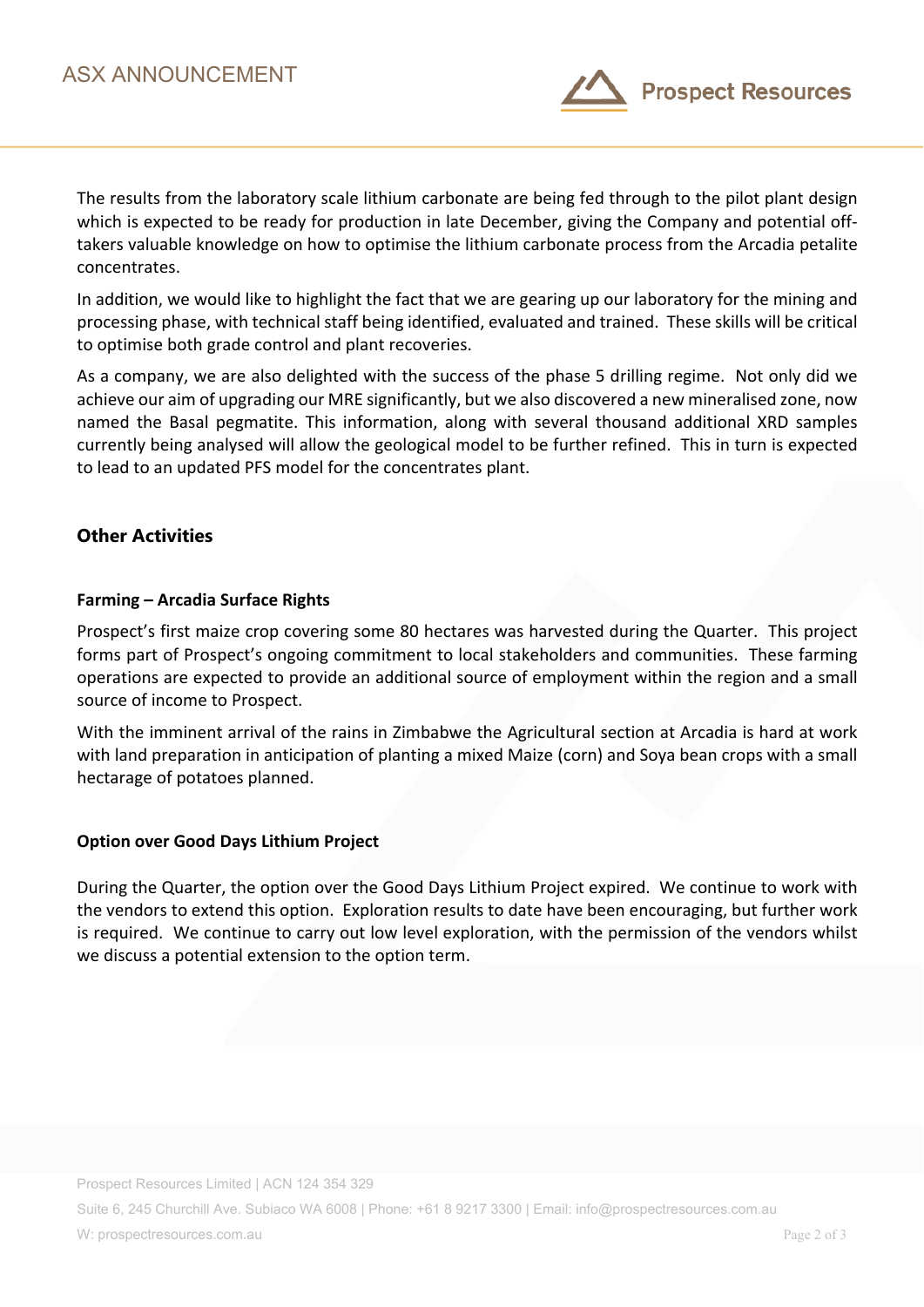The results from the laboratory scale lithium carbonate are being fed through to the pilot plant design which is expected to be ready for production in late December, giving the Company and potential off-takers valuable knowledge on how to optimise the lithium carbonate process from the Arcadia petalite concentrates.

In addition, we would like to highlight the fact that we are gearing up our laboratory for the mining and processing phase, with technical staff being identified, evaluated and trained. These skills will be critical to optimise both grade control and plant recoveries.

As a company, we are also delighted with the success of the phase 5 drilling regime. Not only did we achieve our aim of upgrading our MRE significantly, but we also discovered a new mineralised zone, now named the Basal pegmatite. This information, along with several thousand additional XRD samples currently being analysed will allow the geological model to be further refined. This in turn is expected to lead to an updated PFS model for the concentrates plant.

## Other Activities

### Farming – Arcadia Surface Rights

Prospect's first maize crop covering some 80 hectares was harvested during the Quarter. This project forms part of Prospect's ongoing commitment to local stakeholders and communities. These farming operations are expected to provide an additional source of employment within the region and a small source of income to Prospect.

With the imminent arrival of the rains in Zimbabwe the Agricultural section at Arcadia is hard at work with land preparation in anticipation of planting a mixed Maize (corn) and Soya bean crops with a small hectarage of potatoes planned.

### Option over Good Days Lithium Project

During the Quarter, the option over the Good Days Lithium Project expired. We continue to work with the vendors to extend this option. Exploration results to date have been encouraging, but further work is required. We continue to carry out low level exploration, with the permission of the vendors whilst we discuss a potential extension to the option term.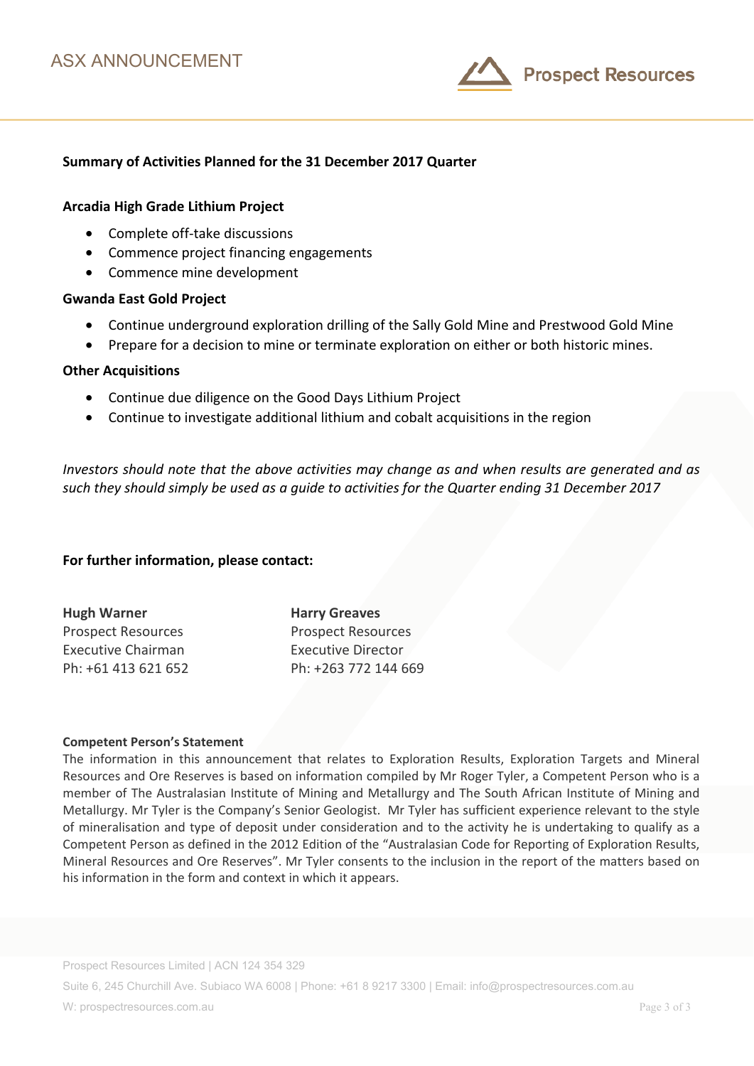**Summary of Activities Planned for the 31 December 2017 Quarter**

**Arcadia High Grade Lithium Project**

- Complete off-take discussions
- Commence project financing engagements
- Commence mine development

**Gwanda East Gold Project**

- Continue underground exploration drilling of the Sally Gold Mine and Prestwood Gold Mine
- Prepare for a decision to mine or terminate exploration on either or both historic mines.

**Other Acquisitions**

- Continue due diligence on the Good Days Lithium Project
- Continue to investigate additional lithium and cobalt acquisitions in the region

*Investors should note that the above activities may change as and when results are generated and as such they should simply be used as a guide to activities for the Quarter ending 31 December 2017*

**For further information, please contact:**

**Hugh Warner**
Prospect Resources
Executive Chairman
Ph: +61 413 621 652

**Harry Greaves**
Prospect Resources
Executive Director
Ph: +263 772 144 669

**Competent Person's Statement**

The information in this announcement that relates to Exploration Results, Exploration Targets and Mineral Resources and Ore Reserves is based on information compiled by Mr Roger Tyler, a Competent Person who is a member of The Australasian Institute of Mining and Metallurgy and The South African Institute of Mining and Metallurgy. Mr Tyler is the Company's Senior Geologist. Mr Tyler has sufficient experience relevant to the style of mineralisation and type of deposit under consideration and to the activity he is undertaking to qualify as a Competent Person as defined in the 2012 Edition of the "Australasian Code for Reporting of Exploration Results, Mineral Resources and Ore Reserves". Mr Tyler consents to the inclusion in the report of the matters based on his information in the form and context in which it appears.